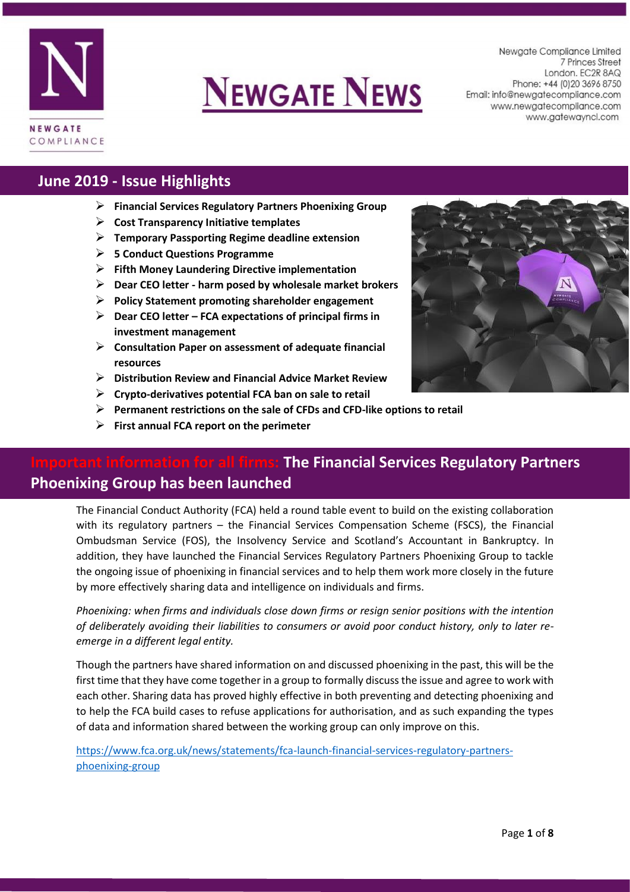# NEWGATE NEWS

Newgate Compliance Limited
7 Princes Street
London. EC2R 8AQ
Phone: +44 (0)20 3696 8750
Email: info@newgatecompliance.com
www.newgatecompliance.com
www.gatewayncl.com

## June 2019 - Issue Highlights

- **Financial Services Regulatory Partners Phoenixing Group**
- **Cost Transparency Initiative templates**
- **Temporary Passporting Regime deadline extension**
- **5 Conduct Questions Programme**
- **Fifth Money Laundering Directive implementation**
- **Dear CEO letter - harm posed by wholesale market brokers**
- **Policy Statement promoting shareholder engagement**
- **Dear CEO letter – FCA expectations of principal firms in investment management**
- **Consultation Paper on assessment of adequate financial resources**
- **Distribution Review and Financial Advice Market Review**
- **Crypto-derivatives potential FCA ban on sale to retail**
- **Permanent restrictions on the sale of CFDs and CFD-like options to retail**
- **First annual FCA report on the perimeter**

## Important information for all firms: The Financial Services Regulatory Partners Phoenixing Group has been launched

The Financial Conduct Authority (FCA) held a round table event to build on the existing collaboration with its regulatory partners – the Financial Services Compensation Scheme (FSCS), the Financial Ombudsman Service (FOS), the Insolvency Service and Scotland's Accountant in Bankruptcy. In addition, they have launched the Financial Services Regulatory Partners Phoenixing Group to tackle the ongoing issue of phoenixing in financial services and to help them work more closely in the future by more effectively sharing data and intelligence on individuals and firms.

*Phoenixing: when firms and individuals close down firms or resign senior positions with the intention of deliberately avoiding their liabilities to consumers or avoid poor conduct history, only to later re-emerge in a different legal entity.*

Though the partners have shared information on and discussed phoenixing in the past, this will be the first time that they have come together in a group to formally discuss the issue and agree to work with each other. Sharing data has proved highly effective in both preventing and detecting phoenixing and to help the FCA build cases to refuse applications for authorisation, and as such expanding the types of data and information shared between the working group can only improve on this.

[https://www.fca.org.uk/news/statements/fca-launch-financial-services-regulatory-partners-phoenixing-group](https://www.fca.org.uk/news/statements/fca-launch-financial-services-regulatory-partners-phoenixing-group)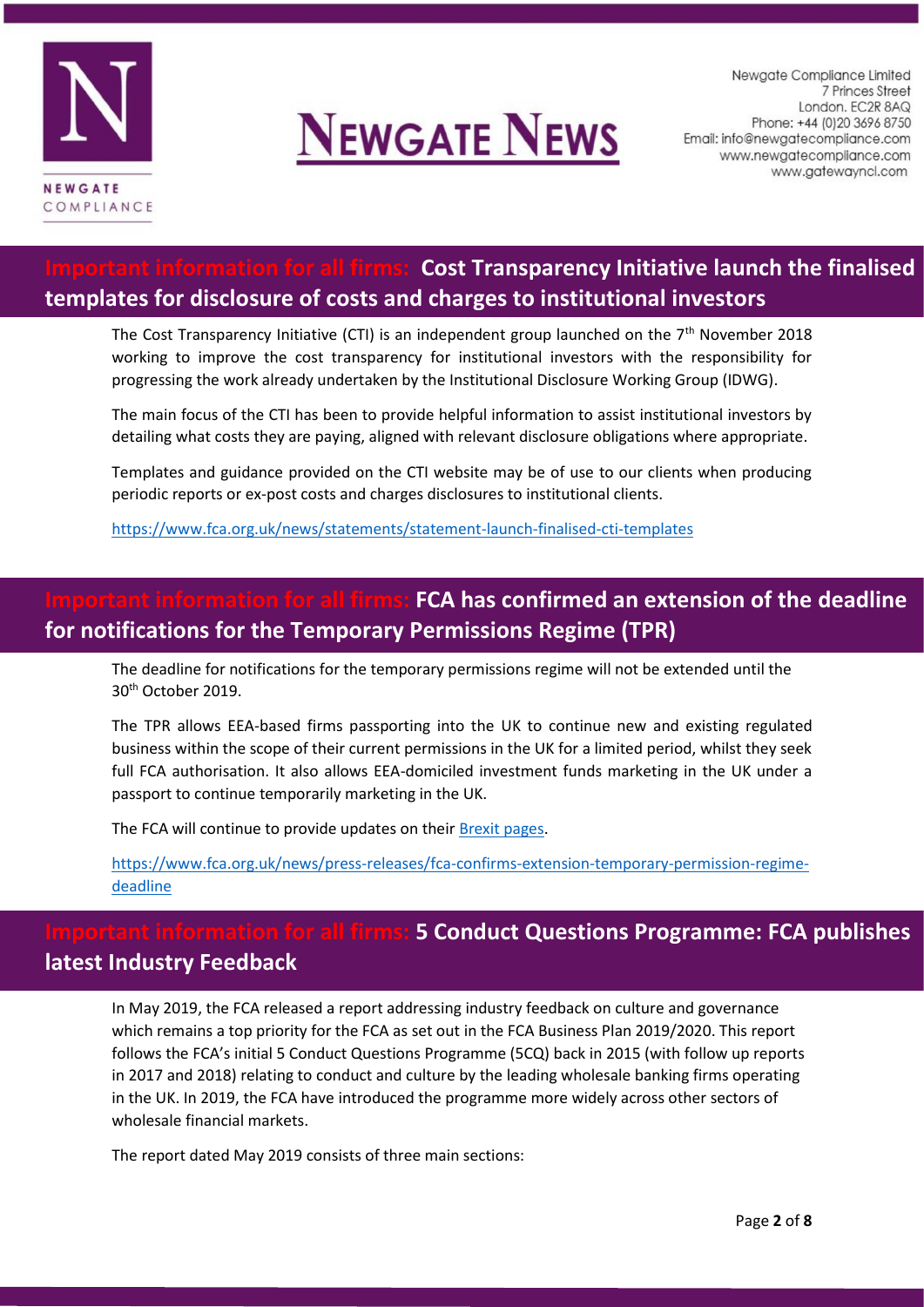## Important information for all firms: Cost Transparency Initiative launch the finalised templates for disclosure of costs and charges to institutional investors

The Cost Transparency Initiative (CTI) is an independent group launched on the 7th November 2018 working to improve the cost transparency for institutional investors with the responsibility for progressing the work already undertaken by the Institutional Disclosure Working Group (IDWG).

The main focus of the CTI has been to provide helpful information to assist institutional investors by detailing what costs they are paying, aligned with relevant disclosure obligations where appropriate.

Templates and guidance provided on the CTI website may be of use to our clients when producing periodic reports or ex-post costs and charges disclosures to institutional clients.

https://www.fca.org.uk/news/statements/statement-launch-finalised-cti-templates

## Important information for all firms: FCA has confirmed an extension of the deadline for notifications for the Temporary Permissions Regime (TPR)

The deadline for notifications for the temporary permissions regime will not be extended until the 30th October 2019.

The TPR allows EEA-based firms passporting into the UK to continue new and existing regulated business within the scope of their current permissions in the UK for a limited period, whilst they seek full FCA authorisation. It also allows EEA-domiciled investment funds marketing in the UK under a passport to continue temporarily marketing in the UK.

The FCA will continue to provide updates on their Brexit pages.

https://www.fca.org.uk/news/press-releases/fca-confirms-extension-temporary-permission-regime-deadline

## Important information for all firms: 5 Conduct Questions Programme: FCA publishes latest Industry Feedback

In May 2019, the FCA released a report addressing industry feedback on culture and governance which remains a top priority for the FCA as set out in the FCA Business Plan 2019/2020. This report follows the FCA's initial 5 Conduct Questions Programme (5CQ) back in 2015 (with follow up reports in 2017 and 2018) relating to conduct and culture by the leading wholesale banking firms operating in the UK. In 2019, the FCA have introduced the programme more widely across other sectors of wholesale financial markets.

The report dated May 2019 consists of three main sections: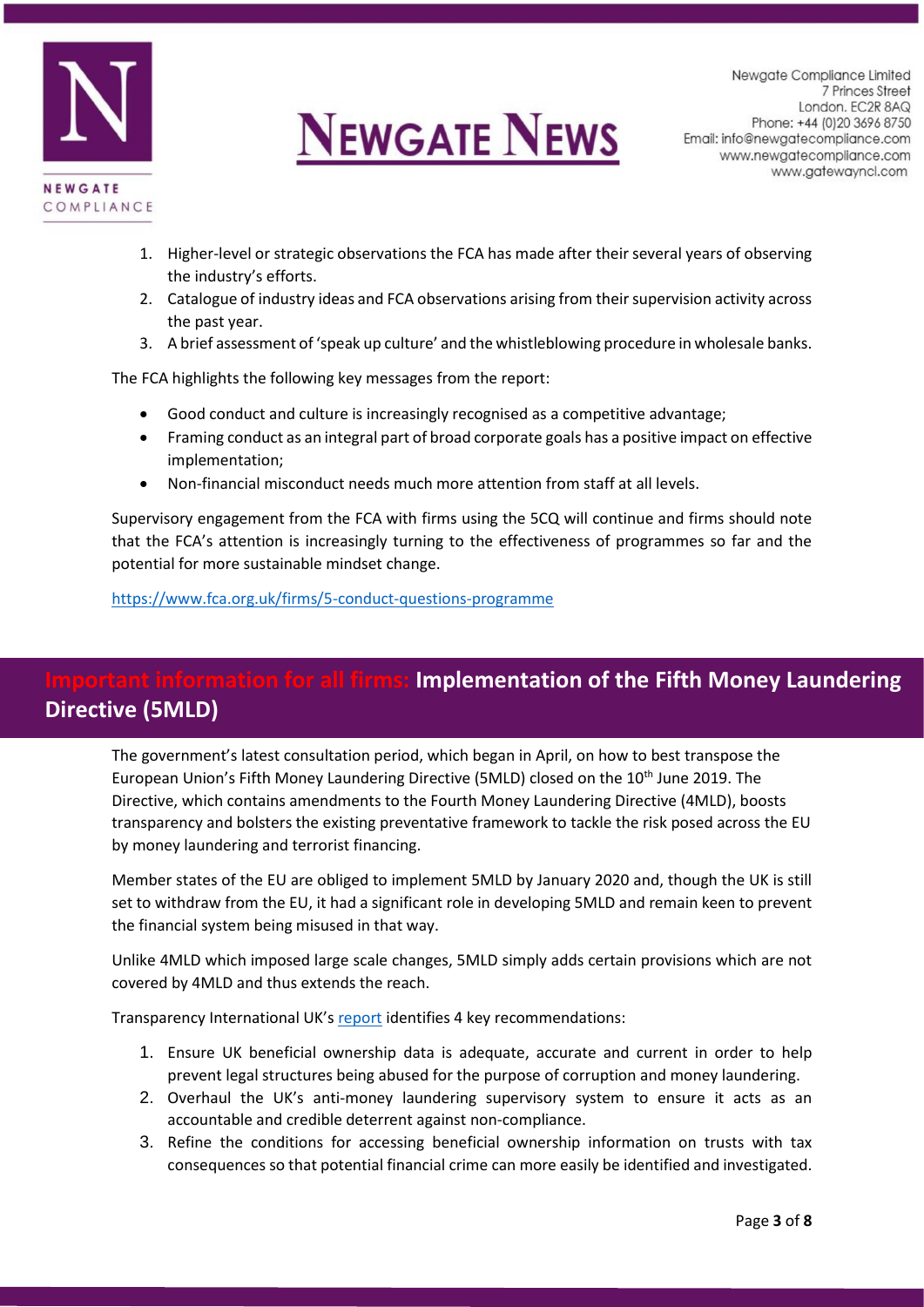1. Higher-level or strategic observations the FCA has made after their several years of observing the industry's efforts.
2. Catalogue of industry ideas and FCA observations arising from their supervision activity across the past year.
3. A brief assessment of 'speak up culture' and the whistleblowing procedure in wholesale banks.

The FCA highlights the following key messages from the report:

- Good conduct and culture is increasingly recognised as a competitive advantage;
- Framing conduct as an integral part of broad corporate goals has a positive impact on effective implementation;
- Non-financial misconduct needs much more attention from staff at all levels.

Supervisory engagement from the FCA with firms using the 5CQ will continue and firms should note that the FCA's attention is increasingly turning to the effectiveness of programmes so far and the potential for more sustainable mindset change.

https://www.fca.org.uk/firms/5-conduct-questions-programme

## Important information for all firms: Implementation of the Fifth Money Laundering Directive (5MLD)

The government's latest consultation period, which began in April, on how to best transpose the European Union's Fifth Money Laundering Directive (5MLD) closed on the 10th June 2019. The Directive, which contains amendments to the Fourth Money Laundering Directive (4MLD), boosts transparency and bolsters the existing preventative framework to tackle the risk posed across the EU by money laundering and terrorist financing.

Member states of the EU are obliged to implement 5MLD by January 2020 and, though the UK is still set to withdraw from the EU, it had a significant role in developing 5MLD and remain keen to prevent the financial system being misused in that way.

Unlike 4MLD which imposed large scale changes, 5MLD simply adds certain provisions which are not covered by 4MLD and thus extends the reach.

Transparency International UK's report identifies 4 key recommendations:

1. Ensure UK beneficial ownership data is adequate, accurate and current in order to help prevent legal structures being abused for the purpose of corruption and money laundering.
2. Overhaul the UK's anti-money laundering supervisory system to ensure it acts as an accountable and credible deterrent against non-compliance.
3. Refine the conditions for accessing beneficial ownership information on trusts with tax consequences so that potential financial crime can more easily be identified and investigated.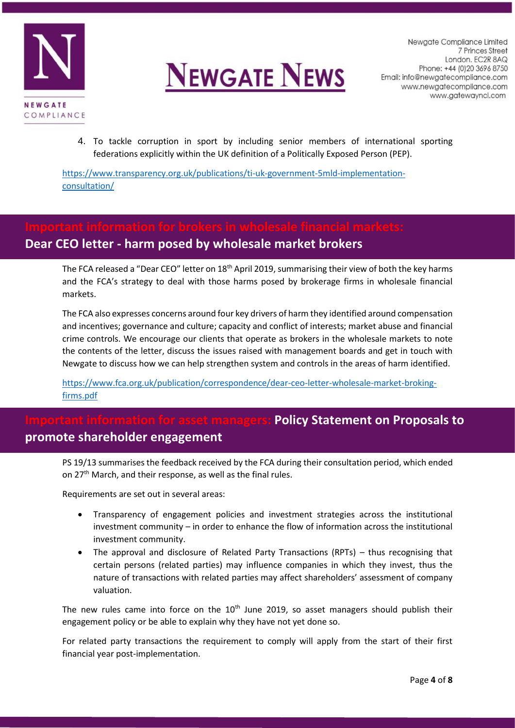4. To tackle corruption in sport by including senior members of international sporting federations explicitly within the UK definition of a Politically Exposed Person (PEP).

https://www.transparency.org.uk/publications/ti-uk-government-5mld-implementation-consultation/

## Important information for brokers in wholesale financial markets: Dear CEO letter - harm posed by wholesale market brokers

The FCA released a "Dear CEO" letter on 18th April 2019, summarising their view of both the key harms and the FCA's strategy to deal with those harms posed by brokerage firms in wholesale financial markets.

The FCA also expresses concerns around four key drivers of harm they identified around compensation and incentives; governance and culture; capacity and conflict of interests; market abuse and financial crime controls. We encourage our clients that operate as brokers in the wholesale markets to note the contents of the letter, discuss the issues raised with management boards and get in touch with Newgate to discuss how we can help strengthen system and controls in the areas of harm identified.

https://www.fca.org.uk/publication/correspondence/dear-ceo-letter-wholesale-market-broking-firms.pdf

## Important information for asset managers: Policy Statement on Proposals to promote shareholder engagement

PS 19/13 summarises the feedback received by the FCA during their consultation period, which ended on 27th March, and their response, as well as the final rules.

Requirements are set out in several areas:

- Transparency of engagement policies and investment strategies across the institutional investment community – in order to enhance the flow of information across the institutional investment community.
- The approval and disclosure of Related Party Transactions (RPTs) – thus recognising that certain persons (related parties) may influence companies in which they invest, thus the nature of transactions with related parties may affect shareholders' assessment of company valuation.

The new rules came into force on the 10th June 2019, so asset managers should publish their engagement policy or be able to explain why they have not yet done so.

For related party transactions the requirement to comply will apply from the start of their first financial year post-implementation.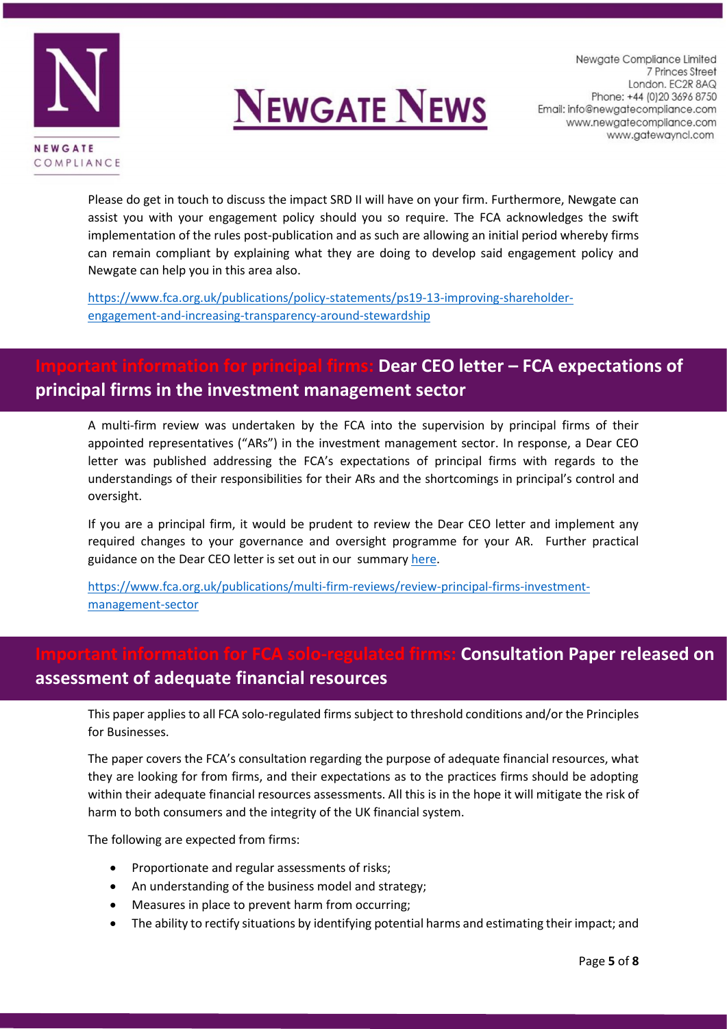Please do get in touch to discuss the impact SRD II will have on your firm. Furthermore, Newgate can assist you with your engagement policy should you so require. The FCA acknowledges the swift implementation of the rules post-publication and as such are allowing an initial period whereby firms can remain compliant by explaining what they are doing to develop said engagement policy and Newgate can help you in this area also.

[https://www.fca.org.uk/publications/policy-statements/ps19-13-improving-shareholder-engagement-and-increasing-transparency-around-stewardship](https://www.fca.org.uk/publications/policy-statements/ps19-13-improving-shareholder-engagement-and-increasing-transparency-around-stewardship)

## Important information for principal firms: Dear CEO letter – FCA expectations of principal firms in the investment management sector

A multi-firm review was undertaken by the FCA into the supervision by principal firms of their appointed representatives ("ARs") in the investment management sector. In response, a Dear CEO letter was published addressing the FCA's expectations of principal firms with regards to the understandings of their responsibilities for their ARs and the shortcomings in principal's control and oversight.

If you are a principal firm, it would be prudent to review the Dear CEO letter and implement any required changes to your governance and oversight programme for your AR. Further practical guidance on the Dear CEO letter is set out in our summary here.

[https://www.fca.org.uk/publications/multi-firm-reviews/review-principal-firms-investment-management-sector](https://www.fca.org.uk/publications/multi-firm-reviews/review-principal-firms-investment-management-sector)

## Important information for FCA solo-regulated firms: Consultation Paper released on assessment of adequate financial resources

This paper applies to all FCA solo-regulated firms subject to threshold conditions and/or the Principles for Businesses.

The paper covers the FCA's consultation regarding the purpose of adequate financial resources, what they are looking for from firms, and their expectations as to the practices firms should be adopting within their adequate financial resources assessments. All this is in the hope it will mitigate the risk of harm to both consumers and the integrity of the UK financial system.

The following are expected from firms:

- Proportionate and regular assessments of risks;
- An understanding of the business model and strategy;
- Measures in place to prevent harm from occurring;
- The ability to rectify situations by identifying potential harms and estimating their impact; and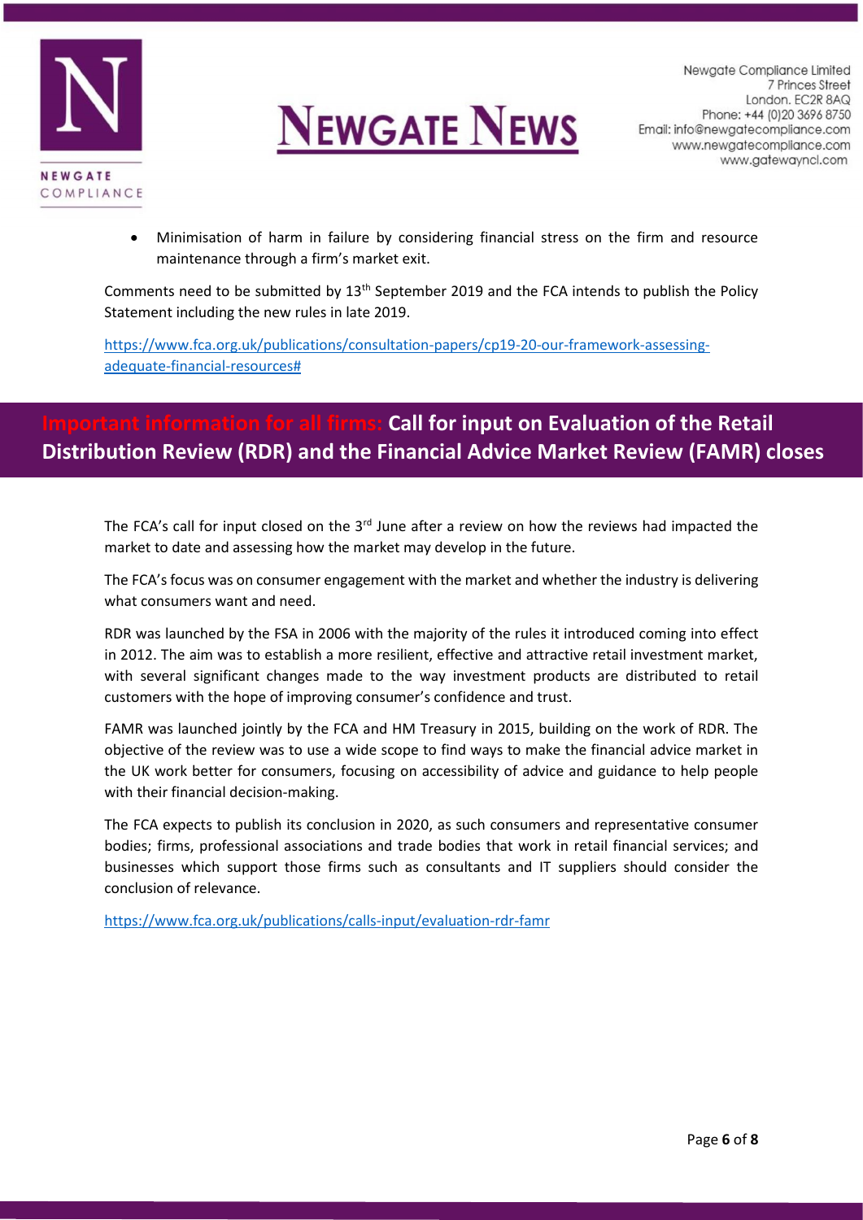- Minimisation of harm in failure by considering financial stress on the firm and resource maintenance through a firm's market exit.

Comments need to be submitted by 13th September 2019 and the FCA intends to publish the Policy Statement including the new rules in late 2019.

https://www.fca.org.uk/publications/consultation-papers/cp19-20-our-framework-assessing-adequate-financial-resources#

## Important information for all firms: Call for input on Evaluation of the Retail Distribution Review (RDR) and the Financial Advice Market Review (FAMR) closes

The FCA's call for input closed on the 3rd June after a review on how the reviews had impacted the market to date and assessing how the market may develop in the future.

The FCA's focus was on consumer engagement with the market and whether the industry is delivering what consumers want and need.

RDR was launched by the FSA in 2006 with the majority of the rules it introduced coming into effect in 2012. The aim was to establish a more resilient, effective and attractive retail investment market, with several significant changes made to the way investment products are distributed to retail customers with the hope of improving consumer's confidence and trust.

FAMR was launched jointly by the FCA and HM Treasury in 2015, building on the work of RDR. The objective of the review was to use a wide scope to find ways to make the financial advice market in the UK work better for consumers, focusing on accessibility of advice and guidance to help people with their financial decision-making.

The FCA expects to publish its conclusion in 2020, as such consumers and representative consumer bodies; firms, professional associations and trade bodies that work in retail financial services; and businesses which support those firms such as consultants and IT suppliers should consider the conclusion of relevance.

https://www.fca.org.uk/publications/calls-input/evaluation-rdr-famr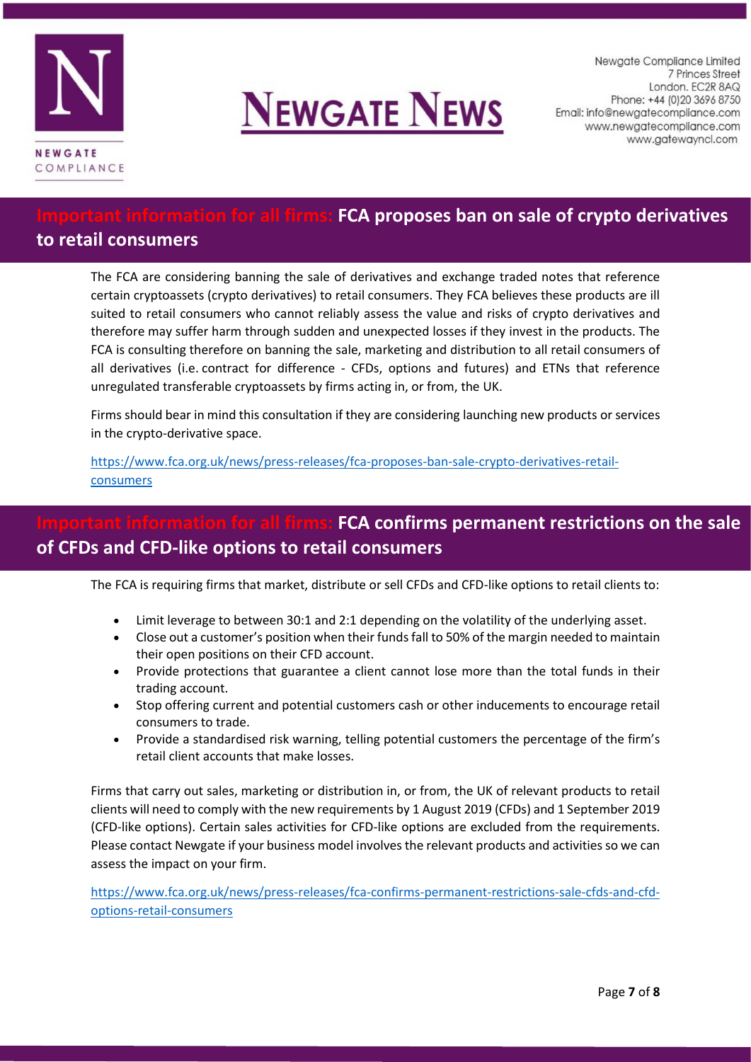## Important information for all firms: FCA proposes ban on sale of crypto derivatives to retail consumers

The FCA are considering banning the sale of derivatives and exchange traded notes that reference certain cryptoassets (crypto derivatives) to retail consumers. They FCA believes these products are ill suited to retail consumers who cannot reliably assess the value and risks of crypto derivatives and therefore may suffer harm through sudden and unexpected losses if they invest in the products. The FCA is consulting therefore on banning the sale, marketing and distribution to all retail consumers of all derivatives (i.e. contract for difference - CFDs, options and futures) and ETNs that reference unregulated transferable cryptoassets by firms acting in, or from, the UK.

Firms should bear in mind this consultation if they are considering launching new products or services in the crypto-derivative space.

https://www.fca.org.uk/news/press-releases/fca-proposes-ban-sale-crypto-derivatives-retail-consumers

## Important information for all firms: FCA confirms permanent restrictions on the sale of CFDs and CFD-like options to retail consumers

The FCA is requiring firms that market, distribute or sell CFDs and CFD-like options to retail clients to:

- Limit leverage to between 30:1 and 2:1 depending on the volatility of the underlying asset.
- Close out a customer's position when their funds fall to 50% of the margin needed to maintain their open positions on their CFD account.
- Provide protections that guarantee a client cannot lose more than the total funds in their trading account.
- Stop offering current and potential customers cash or other inducements to encourage retail consumers to trade.
- Provide a standardised risk warning, telling potential customers the percentage of the firm's retail client accounts that make losses.

Firms that carry out sales, marketing or distribution in, or from, the UK of relevant products to retail clients will need to comply with the new requirements by 1 August 2019 (CFDs) and 1 September 2019 (CFD-like options). Certain sales activities for CFD-like options are excluded from the requirements. Please contact Newgate if your business model involves the relevant products and activities so we can assess the impact on your firm.

https://www.fca.org.uk/news/press-releases/fca-confirms-permanent-restrictions-sale-cfds-and-cfd-options-retail-consumers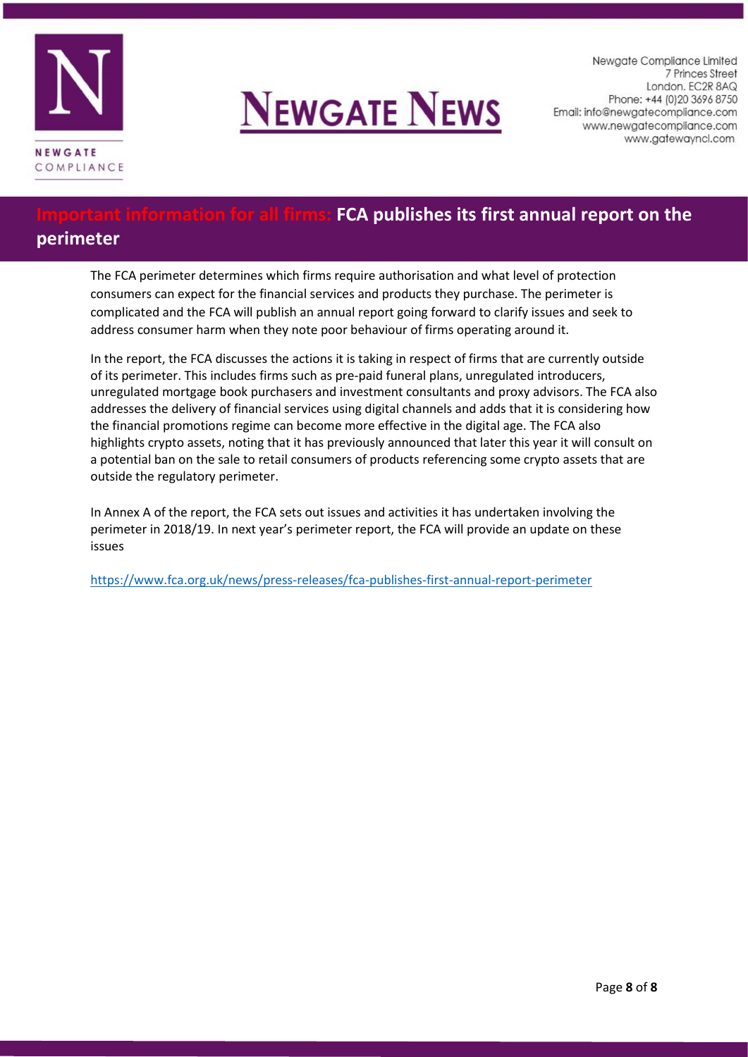## Important information for all firms: FCA publishes its first annual report on the perimeter

The FCA perimeter determines which firms require authorisation and what level of protection consumers can expect for the financial services and products they purchase. The perimeter is complicated and the FCA will publish an annual report going forward to clarify issues and seek to address consumer harm when they note poor behaviour of firms operating around it.

In the report, the FCA discusses the actions it is taking in respect of firms that are currently outside of its perimeter. This includes firms such as pre-paid funeral plans, unregulated introducers, unregulated mortgage book purchasers and investment consultants and proxy advisors. The FCA also addresses the delivery of financial services using digital channels and adds that it is considering how the financial promotions regime can become more effective in the digital age. The FCA also highlights crypto assets, noting that it has previously announced that later this year it will consult on a potential ban on the sale to retail consumers of products referencing some crypto assets that are outside the regulatory perimeter.

In Annex A of the report, the FCA sets out issues and activities it has undertaken involving the perimeter in 2018/19. In next year's perimeter report, the FCA will provide an update on these issues

https://www.fca.org.uk/news/press-releases/fca-publishes-first-annual-report-perimeter